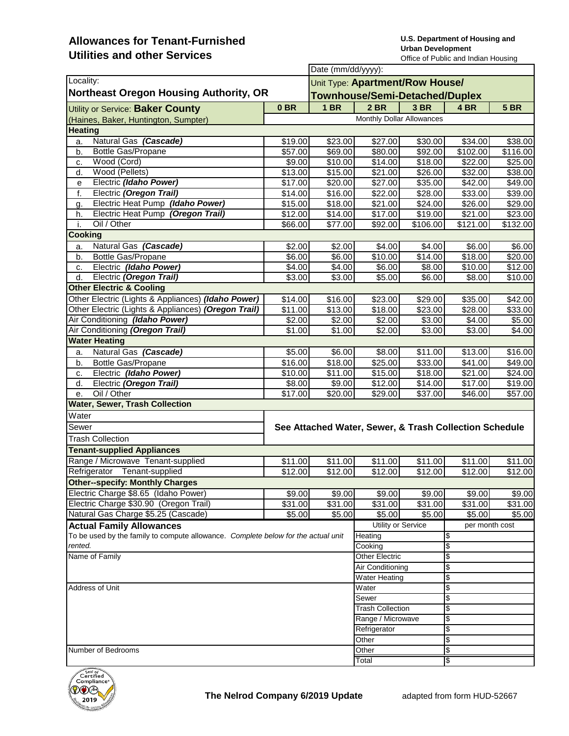# Allowances for Tenant-Furnished Utilities and other Services

**U.S. Department of Housing and Urban Development**
Office of Public and Indian Housing

Date (mm/dd/yyyy):

Locality:
**Northeast Oregon Housing Authority, OR**

Unit Type: **Apartment/Row House/ Townhouse/Semi-Detached/Duplex**

| Utility or Service: **Baker County** (Haines, Baker, Huntington, Sumpter) | 0 BR | 1 BR | 2 BR | 3 BR | 4 BR | 5 BR |
|---|---|---|---|---|---|---|
| | Monthly Dollar Allowances | | | | | |
| **Heating** | | | | | | |
| a. Natural Gas ***(Cascade)*** | $19.00 | $23.00 | $27.00 | $30.00 | $34.00 | $38.00 |
| b. Bottle Gas/Propane | $57.00 | $69.00 | $80.00 | $92.00 | $102.00 | $116.00 |
| c. Wood (Cord) | $9.00 | $10.00 | $14.00 | $18.00 | $22.00 | $25.00 |
| d. Wood (Pellets) | $13.00 | $15.00 | $21.00 | $26.00 | $32.00 | $38.00 |
| e Electric ***(Idaho Power)*** | $17.00 | $20.00 | $27.00 | $35.00 | $42.00 | $49.00 |
| f. Electric ***(Oregon Trail)*** | $14.00 | $16.00 | $22.00 | $28.00 | $33.00 | $39.00 |
| g. Electric Heat Pump ***(Idaho Power)*** | $15.00 | $18.00 | $21.00 | $24.00 | $26.00 | $29.00 |
| h. Electric Heat Pump ***(Oregon Trail)*** | $12.00 | $14.00 | $17.00 | $19.00 | $21.00 | $23.00 |
| i. Oil / Other | $66.00 | $77.00 | $92.00 | $106.00 | $121.00 | $132.00 |
| **Cooking** | | | | | | |
| a. Natural Gas ***(Cascade)*** | $2.00 | $2.00 | $4.00 | $4.00 | $6.00 | $6.00 |
| b. Bottle Gas/Propane | $6.00 | $6.00 | $10.00 | $14.00 | $18.00 | $20.00 |
| c. Electric ***(Idaho Power)*** | $4.00 | $4.00 | $6.00 | $8.00 | $10.00 | $12.00 |
| d. Electric ***(Oregon Trail)*** | $3.00 | $3.00 | $5.00 | $6.00 | $8.00 | $10.00 |
| **Other Electric & Cooling** | | | | | | |
| Other Electric (Lights & Appliances) ***(Idaho Power)*** | $14.00 | $16.00 | $23.00 | $29.00 | $35.00 | $42.00 |
| Other Electric (Lights & Appliances) ***(Oregon Trail)*** | $11.00 | $13.00 | $18.00 | $23.00 | $28.00 | $33.00 |
| Air Conditioning ***(Idaho Power)*** | $2.00 | $2.00 | $2.00 | $3.00 | $4.00 | $5.00 |
| Air Conditioning ***(Oregon Trail)*** | $1.00 | $1.00 | $2.00 | $3.00 | $3.00 | $4.00 |
| **Water Heating** | | | | | | |
| a. Natural Gas ***(Cascade)*** | $5.00 | $6.00 | $8.00 | $11.00 | $13.00 | $16.00 |
| b. Bottle Gas/Propane | $16.00 | $18.00 | $25.00 | $33.00 | $41.00 | $49.00 |
| c. Electric ***(Idaho Power)*** | $10.00 | $11.00 | $15.00 | $18.00 | $21.00 | $24.00 |
| d. Electric ***(Oregon Trail)*** | $8.00 | $9.00 | $12.00 | $14.00 | $17.00 | $19.00 |
| e. Oil / Other | $17.00 | $20.00 | $29.00 | $37.00 | $46.00 | $57.00 |
| **Water, Sewer, Trash Collection** | | | | | | |
| Water | **See Attached Water, Sewer, & Trash Collection Schedule** | | | | | |
| Sewer | | | | | | |
| Trash Collection | | | | | | |
| **Tenant-supplied Appliances** | | | | | | |
| Range / Microwave Tenant-supplied | $11.00 | $11.00 | $11.00 | $11.00 | $11.00 | $11.00 |
| Refrigerator Tenant-supplied | $12.00 | $12.00 | $12.00 | $12.00 | $12.00 | $12.00 |
| **Other--specify: Monthly Charges** | | | | | | |
| Electric Charge $8.65 (Idaho Power) | $9.00 | $9.00 | $9.00 | $9.00 | $9.00 | $9.00 |
| Electric Charge $30.90 (Oregon Trail) | $31.00 | $31.00 | $31.00 | $31.00 | $31.00 | $31.00 |
| Natural Gas Charge $5.25 (Cascade) | $5.00 | $5.00 | $5.00 | $5.00 | $5.00 | $5.00 |

**Actual Family Allowances**

*To be used by the family to compute allowance. Complete below for the actual unit rented.*

Name of Family

Address of Unit

Number of Bedrooms

| Utility or Service | per month cost |
|---|---|
| Heating | $ |
| Cooking | $ |
| Other Electric | $ |
| Air Conditioning | $ |
| Water Heating | $ |
| Water | $ |
| Sewer | $ |
| Trash Collection | $ |
| Range / Microwave | $ |
| Refrigerator | $ |
| Other | $ |
| Other | $ |
| Total | $ |

**The Nelrod Company 6/2019 Update** adapted from form HUD-52667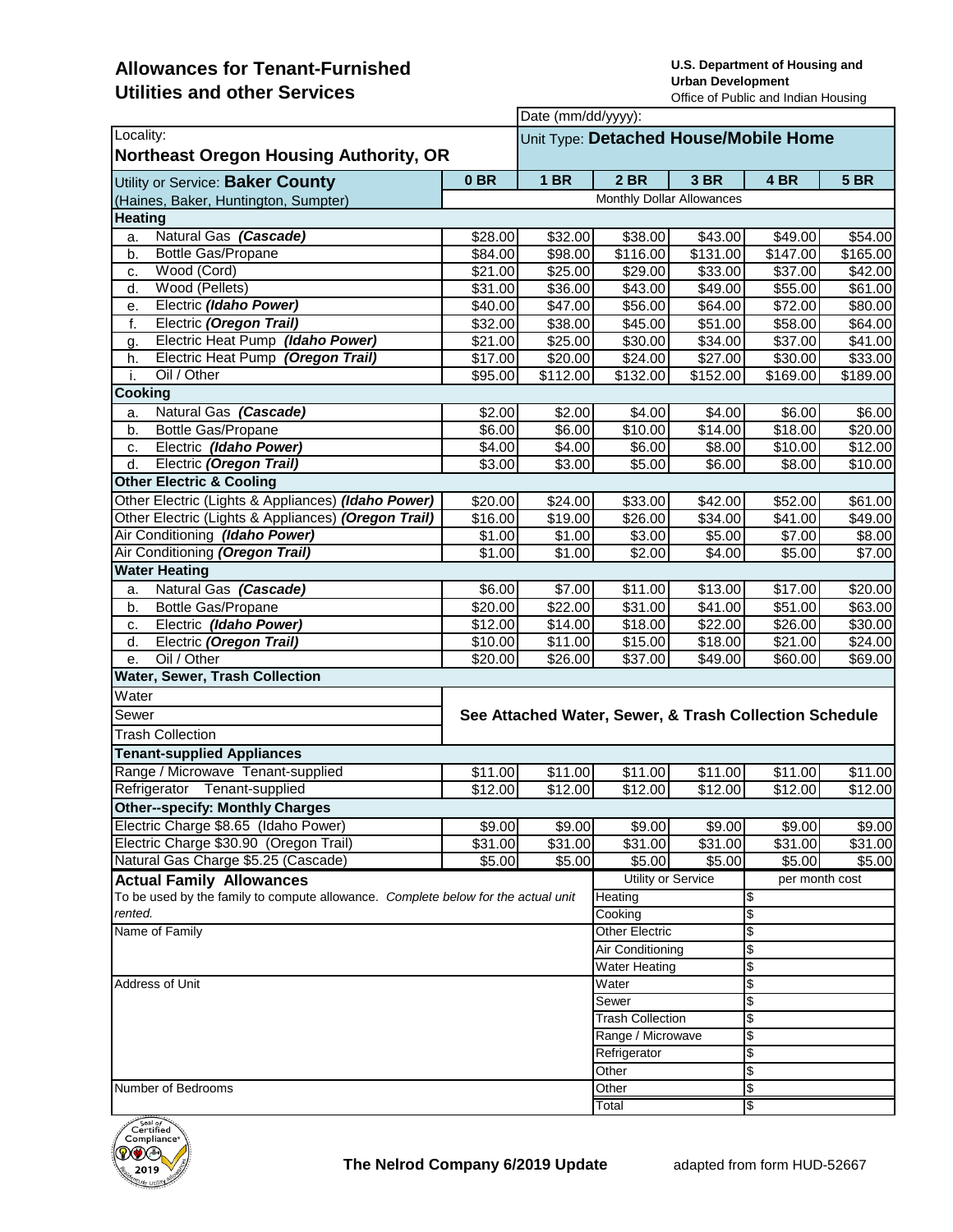# Allowances for Tenant-Furnished Utilities and other Services

**U.S. Department of Housing and Urban Development**
Office of Public and Indian Housing

Date (mm/dd/yyyy):

Locality:
**Northeast Oregon Housing Authority, OR**

Unit Type: **Detached House/Mobile Home**

| Utility or Service: **Baker County** (Haines, Baker, Huntington, Sumpter) | 0 BR | 1 BR | 2 BR | 3 BR | 4 BR | 5 BR |
|---|---|---|---|---|---|---|
| | Monthly Dollar Allowances | | | | | |
| **Heating** | | | | | | |
| a. Natural Gas ***(Cascade)*** | $28.00 | $32.00 | $38.00 | $43.00 | $49.00 | $54.00 |
| b. Bottle Gas/Propane | $84.00 | $98.00 | $116.00 | $131.00 | $147.00 | $165.00 |
| c. Wood (Cord) | $21.00 | $25.00 | $29.00 | $33.00 | $37.00 | $42.00 |
| d. Wood (Pellets) | $31.00 | $36.00 | $43.00 | $49.00 | $55.00 | $61.00 |
| e. Electric ***(Idaho Power)*** | $40.00 | $47.00 | $56.00 | $64.00 | $72.00 | $80.00 |
| f. Electric ***(Oregon Trail)*** | $32.00 | $38.00 | $45.00 | $51.00 | $58.00 | $64.00 |
| g. Electric Heat Pump ***(Idaho Power)*** | $21.00 | $25.00 | $30.00 | $34.00 | $37.00 | $41.00 |
| h. Electric Heat Pump ***(Oregon Trail)*** | $17.00 | $20.00 | $24.00 | $27.00 | $30.00 | $33.00 |
| i. Oil / Other | $95.00 | $112.00 | $132.00 | $152.00 | $169.00 | $189.00 |
| **Cooking** | | | | | | |
| a. Natural Gas ***(Cascade)*** | $2.00 | $2.00 | $4.00 | $4.00 | $6.00 | $6.00 |
| b. Bottle Gas/Propane | $6.00 | $6.00 | $10.00 | $14.00 | $18.00 | $20.00 |
| c. Electric ***(Idaho Power)*** | $4.00 | $4.00 | $6.00 | $8.00 | $10.00 | $12.00 |
| d. Electric ***(Oregon Trail)*** | $3.00 | $3.00 | $5.00 | $6.00 | $8.00 | $10.00 |
| **Other Electric & Cooling** | | | | | | |
| Other Electric (Lights & Appliances) ***(Idaho Power)*** | $20.00 | $24.00 | $33.00 | $42.00 | $52.00 | $61.00 |
| Other Electric (Lights & Appliances) ***(Oregon Trail)*** | $16.00 | $19.00 | $26.00 | $34.00 | $41.00 | $49.00 |
| Air Conditioning ***(Idaho Power)*** | $1.00 | $1.00 | $3.00 | $5.00 | $7.00 | $8.00 |
| Air Conditioning ***(Oregon Trail)*** | $1.00 | $1.00 | $2.00 | $4.00 | $5.00 | $7.00 |
| **Water Heating** | | | | | | |
| a. Natural Gas ***(Cascade)*** | $6.00 | $7.00 | $11.00 | $13.00 | $17.00 | $20.00 |
| b. Bottle Gas/Propane | $20.00 | $22.00 | $31.00 | $41.00 | $51.00 | $63.00 |
| c. Electric ***(Idaho Power)*** | $12.00 | $14.00 | $18.00 | $22.00 | $26.00 | $30.00 |
| d. Electric ***(Oregon Trail)*** | $10.00 | $11.00 | $15.00 | $18.00 | $21.00 | $24.00 |
| e. Oil / Other | $20.00 | $26.00 | $37.00 | $49.00 | $60.00 | $69.00 |
| **Water, Sewer, Trash Collection** | | | | | | |
| Water | **See Attached Water, Sewer, & Trash Collection Schedule** | | | | | |
| Sewer | | | | | | |
| Trash Collection | | | | | | |
| **Tenant-supplied Appliances** | | | | | | |
| Range / Microwave Tenant-supplied | $11.00 | $11.00 | $11.00 | $11.00 | $11.00 | $11.00 |
| Refrigerator Tenant-supplied | $12.00 | $12.00 | $12.00 | $12.00 | $12.00 | $12.00 |
| **Other--specify: Monthly Charges** | | | | | | |
| Electric Charge $8.65 (Idaho Power) | $9.00 | $9.00 | $9.00 | $9.00 | $9.00 | $9.00 |
| Electric Charge $30.90 (Oregon Trail) | $31.00 | $31.00 | $31.00 | $31.00 | $31.00 | $31.00 |
| Natural Gas Charge $5.25 (Cascade) | $5.00 | $5.00 | $5.00 | $5.00 | $5.00 | $5.00 |

**Actual Family Allowances**

To be used by the family to compute allowance. *Complete below for the actual unit rented.*

Name of Family

Address of Unit

Number of Bedrooms

| Utility or Service | per month cost |
|---|---|
| Heating | $ |
| Cooking | $ |
| Other Electric | $ |
| Air Conditioning | $ |
| Water Heating | $ |
| Water | $ |
| Sewer | $ |
| Trash Collection | $ |
| Range / Microwave | $ |
| Refrigerator | $ |
| Other | $ |
| Other | $ |
| Total | $ |

Seal of Certified Compliance 2019

**The Nelrod Company 6/2019 Update**

adapted from form HUD-52667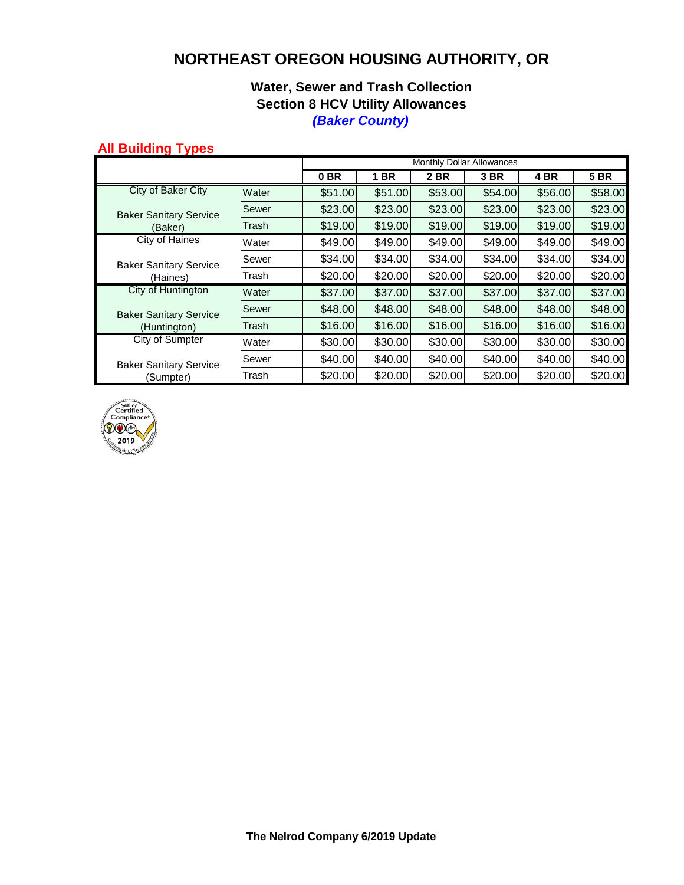# NORTHEAST OREGON HOUSING AUTHORITY, OR

### Water, Sewer and Trash Collection
### Section 8 HCV Utility Allowances
### *(Baker County)*

**All Building Types**

| | | Monthly Dollar Allowances | | | | | |
|---|---|---|---|---|---|---|---|
| | | **0 BR** | **1 BR** | **2 BR** | **3 BR** | **4 BR** | **5 BR** |
| City of Baker City | Water | $51.00 | $51.00 | $53.00 | $54.00 | $56.00 | $58.00 |
| Baker Sanitary Service (Baker) | Sewer | $23.00 | $23.00 | $23.00 | $23.00 | $23.00 | $23.00 |
| | Trash | $19.00 | $19.00 | $19.00 | $19.00 | $19.00 | $19.00 |
| City of Haines | Water | $49.00 | $49.00 | $49.00 | $49.00 | $49.00 | $49.00 |
| Baker Sanitary Service (Haines) | Sewer | $34.00 | $34.00 | $34.00 | $34.00 | $34.00 | $34.00 |
| | Trash | $20.00 | $20.00 | $20.00 | $20.00 | $20.00 | $20.00 |
| City of Huntington | Water | $37.00 | $37.00 | $37.00 | $37.00 | $37.00 | $37.00 |
| Baker Sanitary Service (Huntington) | Sewer | $48.00 | $48.00 | $48.00 | $48.00 | $48.00 | $48.00 |
| | Trash | $16.00 | $16.00 | $16.00 | $16.00 | $16.00 | $16.00 |
| City of Sumpter | Water | $30.00 | $30.00 | $30.00 | $30.00 | $30.00 | $30.00 |
| Baker Sanitary Service (Sumpter) | Sewer | $40.00 | $40.00 | $40.00 | $40.00 | $40.00 | $40.00 |
| | Trash | $20.00 | $20.00 | $20.00 | $20.00 | $20.00 | $20.00 |

Seal of Certified Compliance 2019

**The Nelrod Company 6/2019 Update**